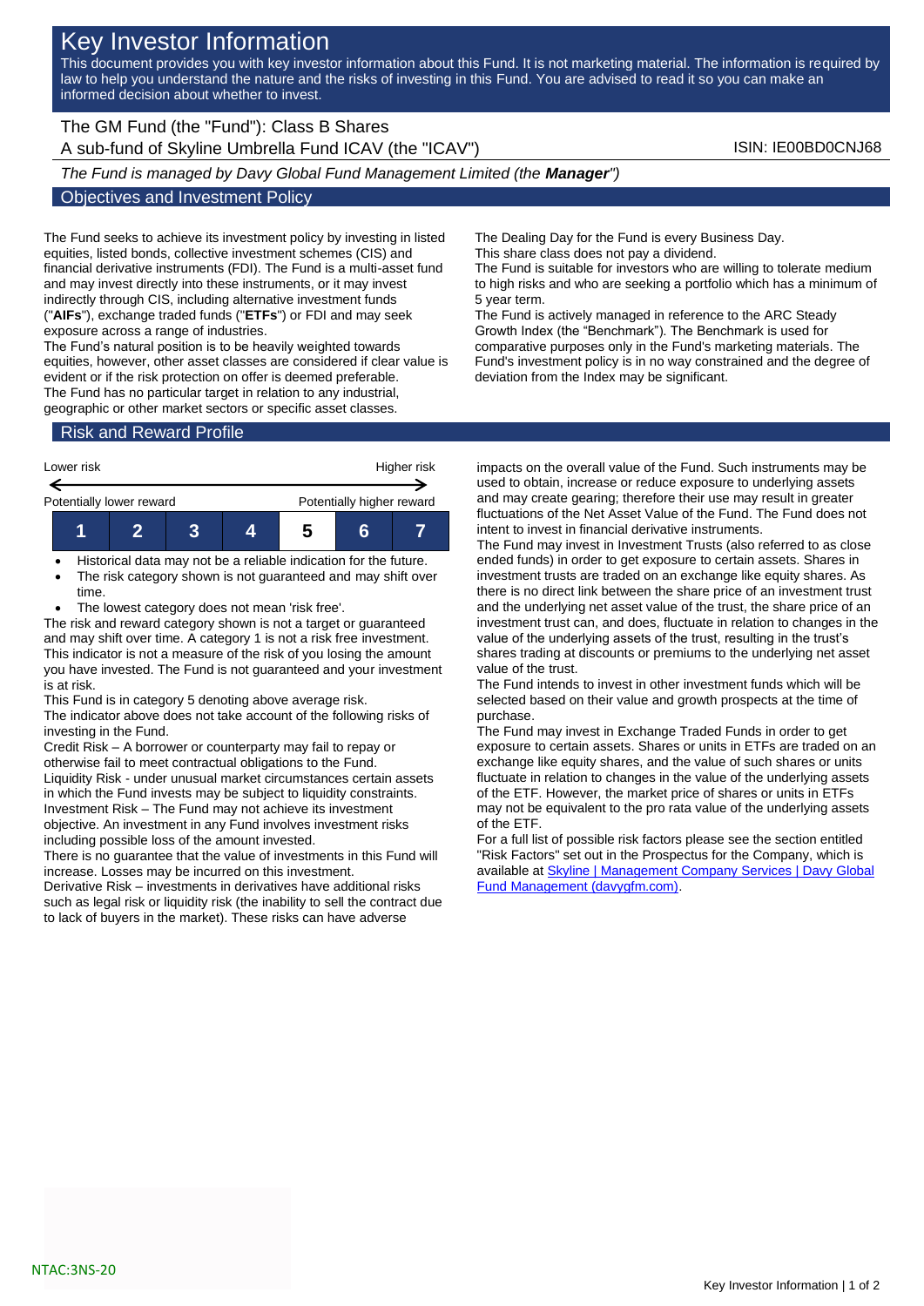# Key Investor Information

This document provides you with key investor information about this Fund. It is not marketing material. The information is required by law to help you understand the nature and the risks of investing in this Fund. You are advised to read it so you can make an informed decision about whether to invest.

The GM Fund (the "Fund"): Class B Shares
A sub-fund of Skyline Umbrella Fund ICAV (the "ICAV")

ISIN: IE00BD0CNJ68

*The Fund is managed by Davy Global Fund Management Limited (the **Manager**")*

## Objectives and Investment Policy

The Fund seeks to achieve its investment policy by investing in listed equities, listed bonds, collective investment schemes (CIS) and financial derivative instruments (FDI). The Fund is a multi-asset fund and may invest directly into these instruments, or it may invest indirectly through CIS, including alternative investment funds ("**AIFs**"), exchange traded funds ("**ETFs**") or FDI and may seek exposure across a range of industries.

The Fund's natural position is to be heavily weighted towards equities, however, other asset classes are considered if clear value is evident or if the risk protection on offer is deemed preferable.

The Fund has no particular target in relation to any industrial, geographic or other market sectors or specific asset classes.

The Dealing Day for the Fund is every Business Day.

This share class does not pay a dividend.

The Fund is suitable for investors who are willing to tolerate medium to high risks and who are seeking a portfolio which has a minimum of 5 year term.

The Fund is actively managed in reference to the ARC Steady Growth Index (the "Benchmark"). The Benchmark is used for comparative purposes only in the Fund's marketing materials. The Fund's investment policy is in no way constrained and the degree of deviation from the Index may be significant.

## Risk and Reward Profile

| Lower risk | | | | | | Higher risk |
|---|---|---|---|---|---|---|
| Potentially lower reward | | | | | | Potentially higher reward |
| 1 | 2 | 3 | 4 | **5** | 6 | 7 |

- Historical data may not be a reliable indication for the future.
- The risk category shown is not guaranteed and may shift over time.
- The lowest category does not mean 'risk free'.

The risk and reward category shown is not a target or guaranteed and may shift over time. A category 1 is not a risk free investment. This indicator is not a measure of the risk of you losing the amount you have invested. The Fund is not guaranteed and your investment is at risk.

This Fund is in category 5 denoting above average risk.

The indicator above does not take account of the following risks of investing in the Fund.

Credit Risk – A borrower or counterparty may fail to repay or otherwise fail to meet contractual obligations to the Fund.

Liquidity Risk - under unusual market circumstances certain assets in which the Fund invests may be subject to liquidity constraints.

Investment Risk – The Fund may not achieve its investment objective. An investment in any Fund involves investment risks including possible loss of the amount invested.

There is no guarantee that the value of investments in this Fund will increase. Losses may be incurred on this investment.

Derivative Risk – investments in derivatives have additional risks such as legal risk or liquidity risk (the inability to sell the contract due to lack of buyers in the market). These risks can have adverse impacts on the overall value of the Fund. Such instruments may be used to obtain, increase or reduce exposure to underlying assets and may create gearing; therefore their use may result in greater fluctuations of the Net Asset Value of the Fund. The Fund does not intent to invest in financial derivative instruments.

The Fund may invest in Investment Trusts (also referred to as close ended funds) in order to get exposure to certain assets. Shares in investment trusts are traded on an exchange like equity shares. As there is no direct link between the share price of an investment trust and the underlying net asset value of the trust, the share price of an investment trust can, and does, fluctuate in relation to changes in the value of the underlying assets of the trust, resulting in the trust's shares trading at discounts or premiums to the underlying net asset value of the trust.

The Fund intends to invest in other investment funds which will be selected based on their value and growth prospects at the time of purchase.

The Fund may invest in Exchange Traded Funds in order to get exposure to certain assets. Shares or units in ETFs are traded on an exchange like equity shares, and the value of such shares or units fluctuate in relation to changes in the value of the underlying assets of the ETF. However, the market price of shares or units in ETFs may not be equivalent to the pro rata value of the underlying assets of the ETF.

For a full list of possible risk factors please see the section entitled "Risk Factors" set out in the Prospectus for the Company, which is available at [Skyline | Management Company Services | Davy Global Fund Management (davygfm.com)](davygfm.com).

NTAC:3NS-20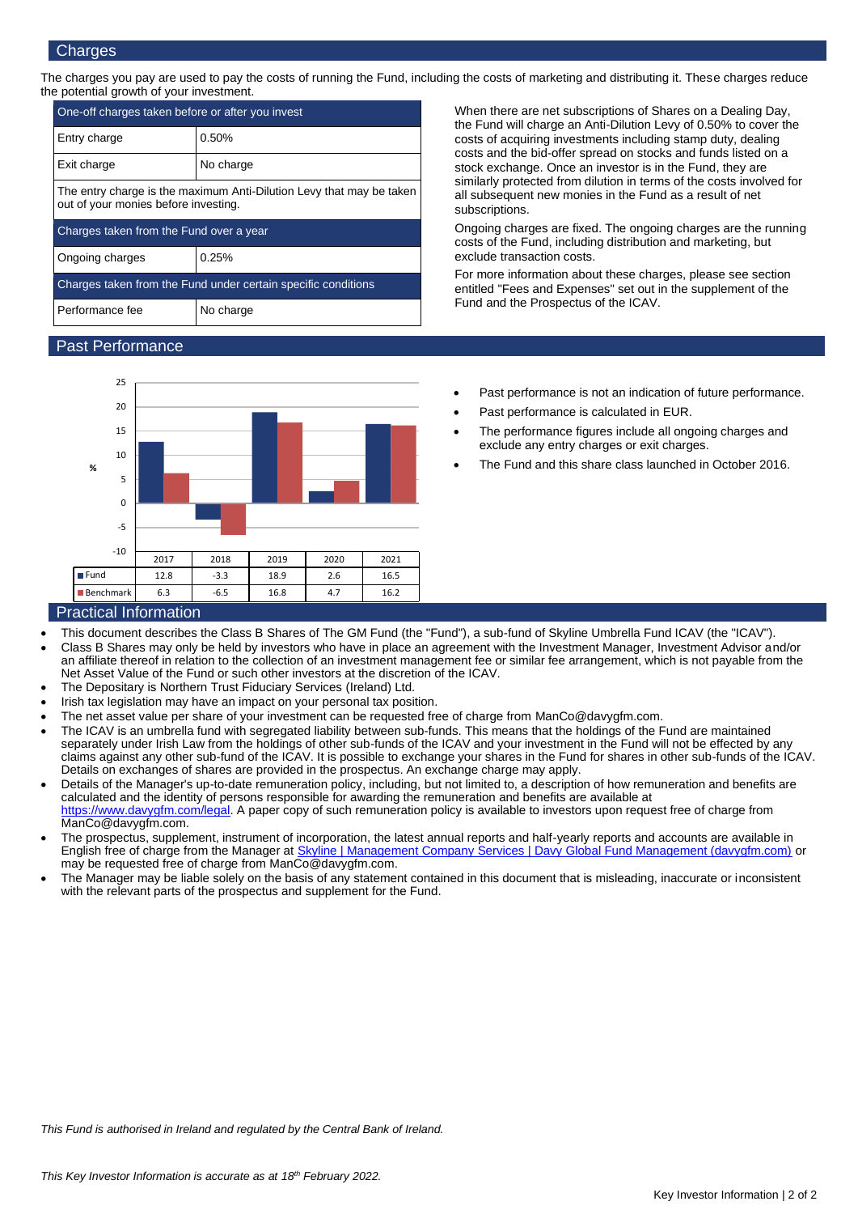## Charges

The charges you pay are used to pay the costs of running the Fund, including the costs of marketing and distributing it. These charges reduce the potential growth of your investment.

| One-off charges taken before or after you invest | |
|---|---|
| Entry charge | 0.50% |
| Exit charge | No charge |
| The entry charge is the maximum Anti-Dilution Levy that may be taken out of your monies before investing. | |
| **Charges taken from the Fund over a year** | |
| Ongoing charges | 0.25% |
| **Charges taken from the Fund under certain specific conditions** | |
| Performance fee | No charge |

When there are net subscriptions of Shares on a Dealing Day, the Fund will charge an Anti-Dilution Levy of 0.50% to cover the costs of acquiring investments including stamp duty, dealing costs and the bid-offer spread on stocks and funds listed on a stock exchange. Once an investor is in the Fund, they are similarly protected from dilution in terms of the costs involved for all subsequent new monies in the Fund as a result of net subscriptions.

Ongoing charges are fixed. The ongoing charges are the running costs of the Fund, including distribution and marketing, but exclude transaction costs.

For more information about these charges, please see section entitled "Fees and Expenses" set out in the supplement of the Fund and the Prospectus of the ICAV.

## Past Performance

25
20
15
10
5
0
-5
-10
%

2017 2018 2019 2020 2021
Fund 12.8 -3.3 18.9 2.6 16.5
Benchmark 6.3 -6.5 16.8 4.7 16.2

- Past performance is not an indication of future performance.
- Past performance is calculated in EUR.
- The performance figures include all ongoing charges and exclude any entry charges or exit charges.
- The Fund and this share class launched in October 2016.

## Practical Information

- This document describes the Class B Shares of The GM Fund (the "Fund"), a sub-fund of Skyline Umbrella Fund ICAV (the "ICAV").
- Class B Shares may only be held by investors who have in place an agreement with the Investment Manager, Investment Advisor and/or an affiliate thereof in relation to the collection of an investment management fee or similar fee arrangement, which is not payable from the Net Asset Value of the Fund or such other investors at the discretion of the ICAV.
- The Depositary is Northern Trust Fiduciary Services (Ireland) Ltd.
- Irish tax legislation may have an impact on your personal tax position.
- The net asset value per share of your investment can be requested free of charge from ManCo@davygfm.com.
- The ICAV is an umbrella fund with segregated liability between sub-funds. This means that the holdings of the Fund are maintained separately under Irish Law from the holdings of other sub-funds of the ICAV and your investment in the Fund will not be effected by any claims against any other sub-fund of the ICAV. It is possible to exchange your shares in the Fund for shares in other sub-funds of the ICAV. Details on exchanges of shares are provided in the prospectus. An exchange charge may apply.
- Details of the Manager's up-to-date remuneration policy, including, but not limited to, a description of how remuneration and benefits are calculated and the identity of persons responsible for awarding the remuneration and benefits are available at https://www.davygfm.com/legal. A paper copy of such remuneration policy is available to investors upon request free of charge from ManCo@davygfm.com.
- The prospectus, supplement, instrument of incorporation, the latest annual reports and half-yearly reports and accounts are available in English free of charge from the Manager at Skyline | Management Company Services | Davy Global Fund Management (davygfm.com) or may be requested free of charge from ManCo@davygfm.com.
- The Manager may be liable solely on the basis of any statement contained in this document that is misleading, inaccurate or inconsistent with the relevant parts of the prospectus and supplement for the Fund.

*This Fund is authorised in Ireland and regulated by the Central Bank of Ireland.*

*This Key Investor Information is accurate as at 18th February 2022.*